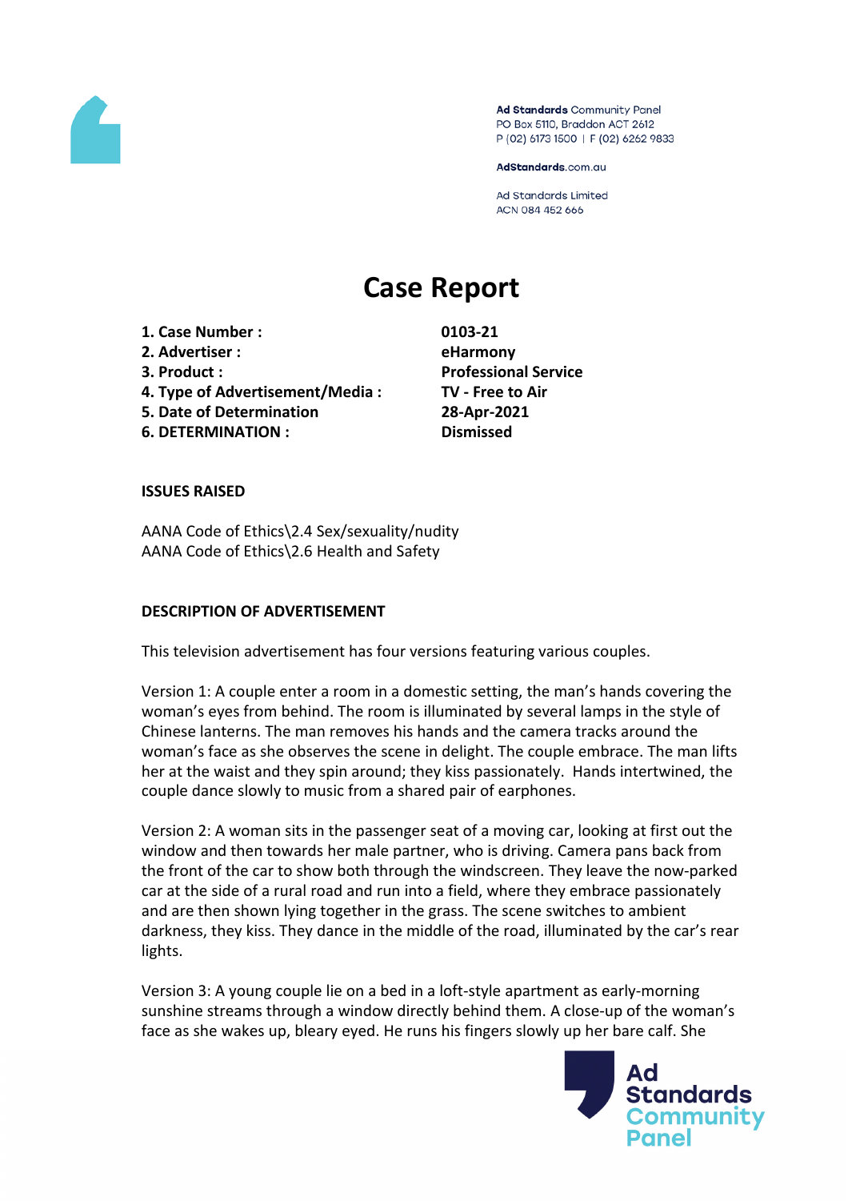Ad Standards Community Panel
PO Box 5110, Braddon ACT 2612
P (02) 6173 1500 | F (02) 6262 9833

AdStandards.com.au

Ad Standards Limited
ACN 084 452 666

# Case Report

| | |
|---|---|
| **1. Case Number :** | **0103-21** |
| **2. Advertiser :** | **eHarmony** |
| **3. Product :** | **Professional Service** |
| **4. Type of Advertisement/Media :** | **TV - Free to Air** |
| **5. Date of Determination** | **28-Apr-2021** |
| **6. DETERMINATION :** | **Dismissed** |

**ISSUES RAISED**

AANA Code of Ethics\2.4 Sex/sexuality/nudity
AANA Code of Ethics\2.6 Health and Safety

**DESCRIPTION OF ADVERTISEMENT**

This television advertisement has four versions featuring various couples.

Version 1: A couple enter a room in a domestic setting, the man's hands covering the woman's eyes from behind. The room is illuminated by several lamps in the style of Chinese lanterns. The man removes his hands and the camera tracks around the woman's face as she observes the scene in delight. The couple embrace. The man lifts her at the waist and they spin around; they kiss passionately. Hands intertwined, the couple dance slowly to music from a shared pair of earphones.

Version 2: A woman sits in the passenger seat of a moving car, looking at first out the window and then towards her male partner, who is driving. Camera pans back from the front of the car to show both through the windscreen. They leave the now-parked car at the side of a rural road and run into a field, where they embrace passionately and are then shown lying together in the grass. The scene switches to ambient darkness, they kiss. They dance in the middle of the road, illuminated by the car's rear lights.

Version 3: A young couple lie on a bed in a loft-style apartment as early-morning sunshine streams through a window directly behind them. A close-up of the woman's face as she wakes up, bleary eyed. He runs his fingers slowly up her bare calf. She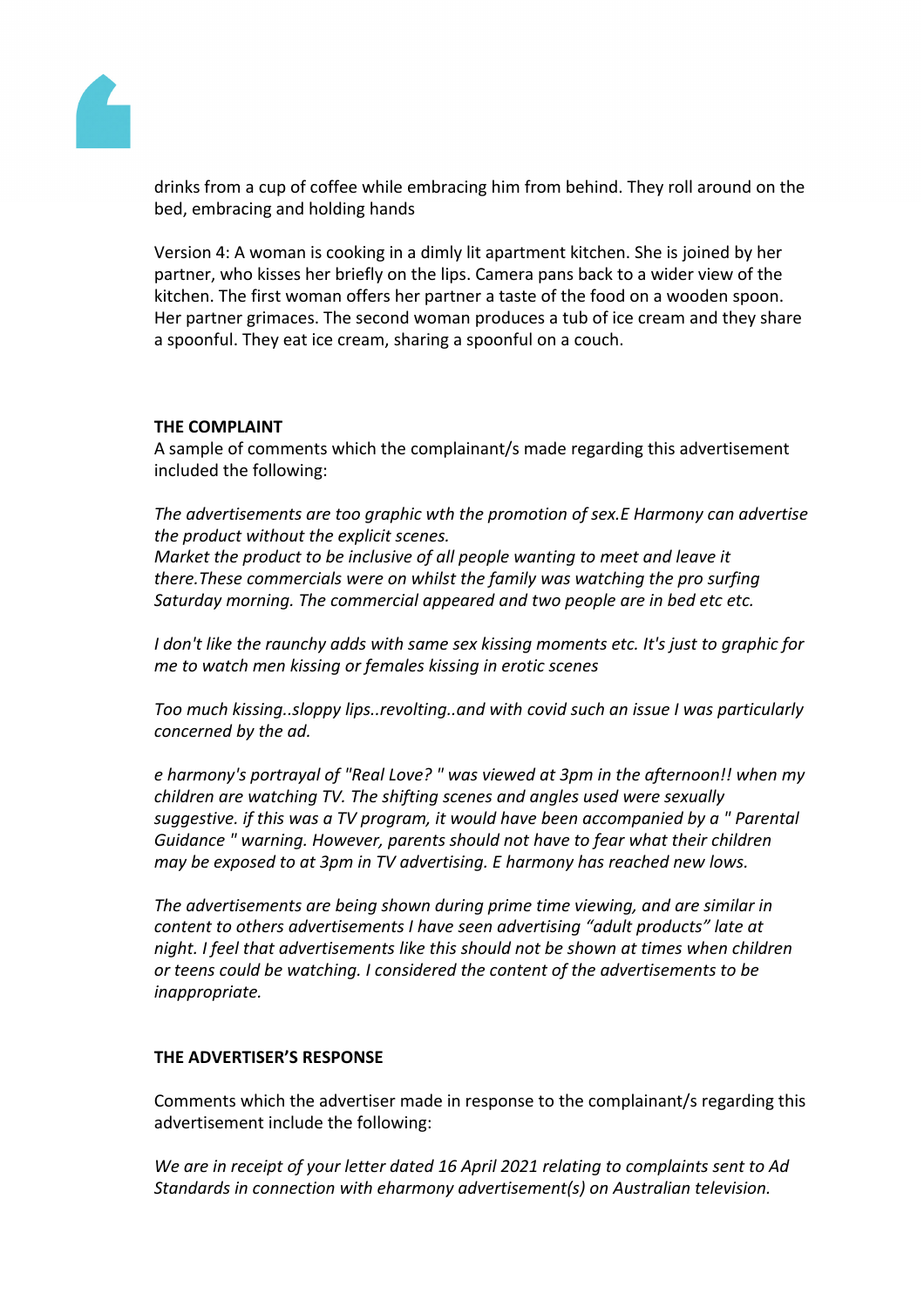drinks from a cup of coffee while embracing him from behind. They roll around on the bed, embracing and holding hands

Version 4: A woman is cooking in a dimly lit apartment kitchen. She is joined by her partner, who kisses her briefly on the lips. Camera pans back to a wider view of the kitchen. The first woman offers her partner a taste of the food on a wooden spoon. Her partner grimaces. The second woman produces a tub of ice cream and they share a spoonful. They eat ice cream, sharing a spoonful on a couch.

**THE COMPLAINT**

A sample of comments which the complainant/s made regarding this advertisement included the following:

*The advertisements are too graphic wth the promotion of sex.E Harmony can advertise the product without the explicit scenes.*
*Market the product to be inclusive of all people wanting to meet and leave it there.These commercials were on whilst the family was watching the pro surfing Saturday morning. The commercial appeared and two people are in bed etc etc.*

*I don't like the raunchy adds with same sex kissing moments etc. It's just to graphic for me to watch men kissing or females kissing in erotic scenes*

*Too much kissing..sloppy lips..revolting..and with covid such an issue I was particularly concerned by the ad.*

*e harmony's portrayal of "Real Love? " was viewed at 3pm in the afternoon!! when my children are watching TV. The shifting scenes and angles used were sexually suggestive. if this was a TV program, it would have been accompanied by a " Parental Guidance " warning. However, parents should not have to fear what their children may be exposed to at 3pm in TV advertising. E harmony has reached new lows.*

*The advertisements are being shown during prime time viewing, and are similar in content to others advertisements I have seen advertising "adult products" late at night. I feel that advertisements like this should not be shown at times when children or teens could be watching. I considered the content of the advertisements to be inappropriate.*

**THE ADVERTISER'S RESPONSE**

Comments which the advertiser made in response to the complainant/s regarding this advertisement include the following:

*We are in receipt of your letter dated 16 April 2021 relating to complaints sent to Ad Standards in connection with eharmony advertisement(s) on Australian television.*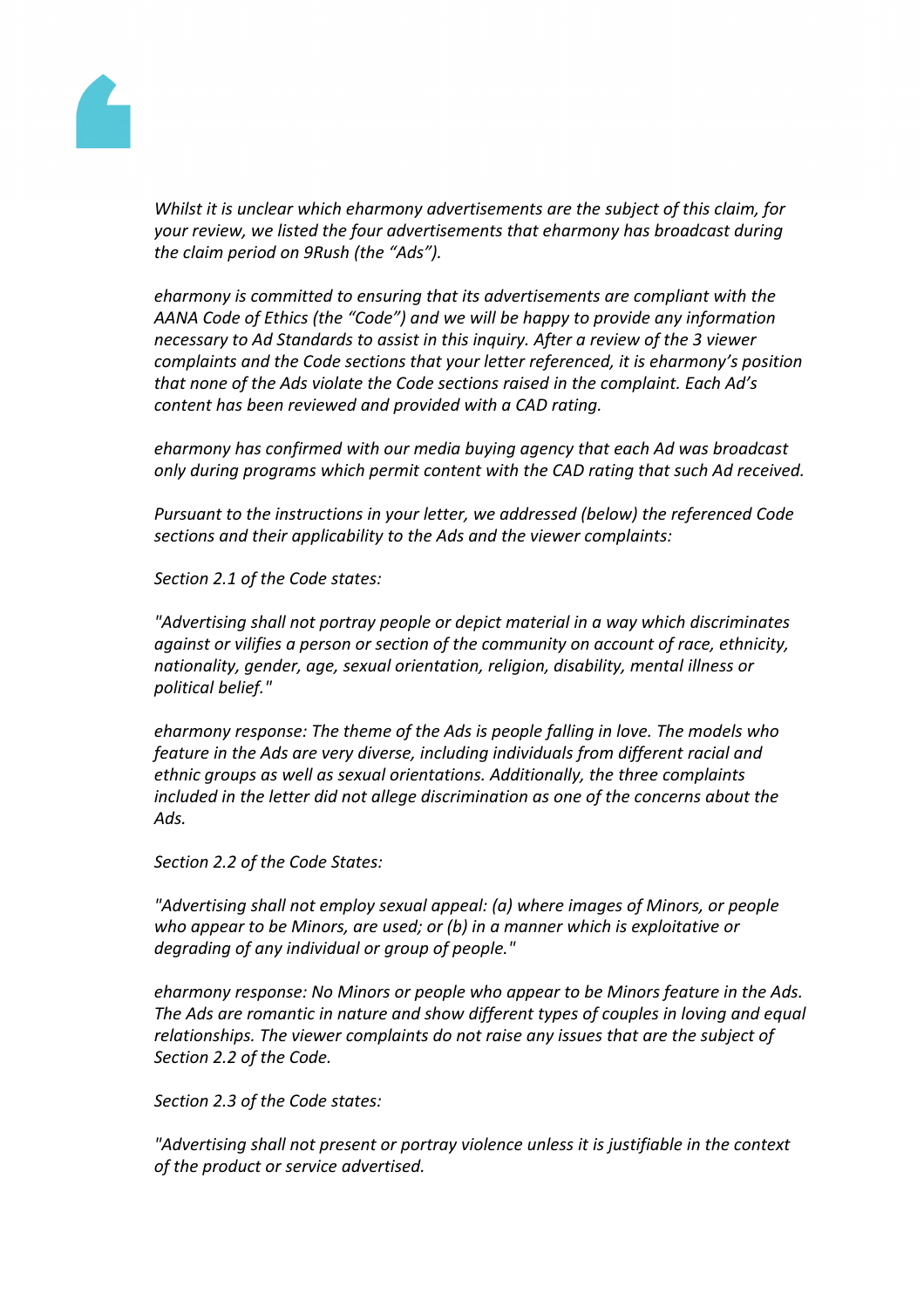*Whilst it is unclear which eharmony advertisements are the subject of this claim, for your review, we listed the four advertisements that eharmony has broadcast during the claim period on 9Rush (the "Ads").*

*eharmony is committed to ensuring that its advertisements are compliant with the AANA Code of Ethics (the "Code") and we will be happy to provide any information necessary to Ad Standards to assist in this inquiry. After a review of the 3 viewer complaints and the Code sections that your letter referenced, it is eharmony's position that none of the Ads violate the Code sections raised in the complaint. Each Ad's content has been reviewed and provided with a CAD rating.*

*eharmony has confirmed with our media buying agency that each Ad was broadcast only during programs which permit content with the CAD rating that such Ad received.*

*Pursuant to the instructions in your letter, we addressed (below) the referenced Code sections and their applicability to the Ads and the viewer complaints:*

*Section 2.1 of the Code states:*

*"Advertising shall not portray people or depict material in a way which discriminates against or vilifies a person or section of the community on account of race, ethnicity, nationality, gender, age, sexual orientation, religion, disability, mental illness or political belief."*

*eharmony response: The theme of the Ads is people falling in love. The models who feature in the Ads are very diverse, including individuals from different racial and ethnic groups as well as sexual orientations. Additionally, the three complaints included in the letter did not allege discrimination as one of the concerns about the Ads.*

*Section 2.2 of the Code States:*

*"Advertising shall not employ sexual appeal: (a) where images of Minors, or people who appear to be Minors, are used; or (b) in a manner which is exploitative or degrading of any individual or group of people."*

*eharmony response: No Minors or people who appear to be Minors feature in the Ads. The Ads are romantic in nature and show different types of couples in loving and equal relationships. The viewer complaints do not raise any issues that are the subject of Section 2.2 of the Code.*

*Section 2.3 of the Code states:*

*"Advertising shall not present or portray violence unless it is justifiable in the context of the product or service advertised.*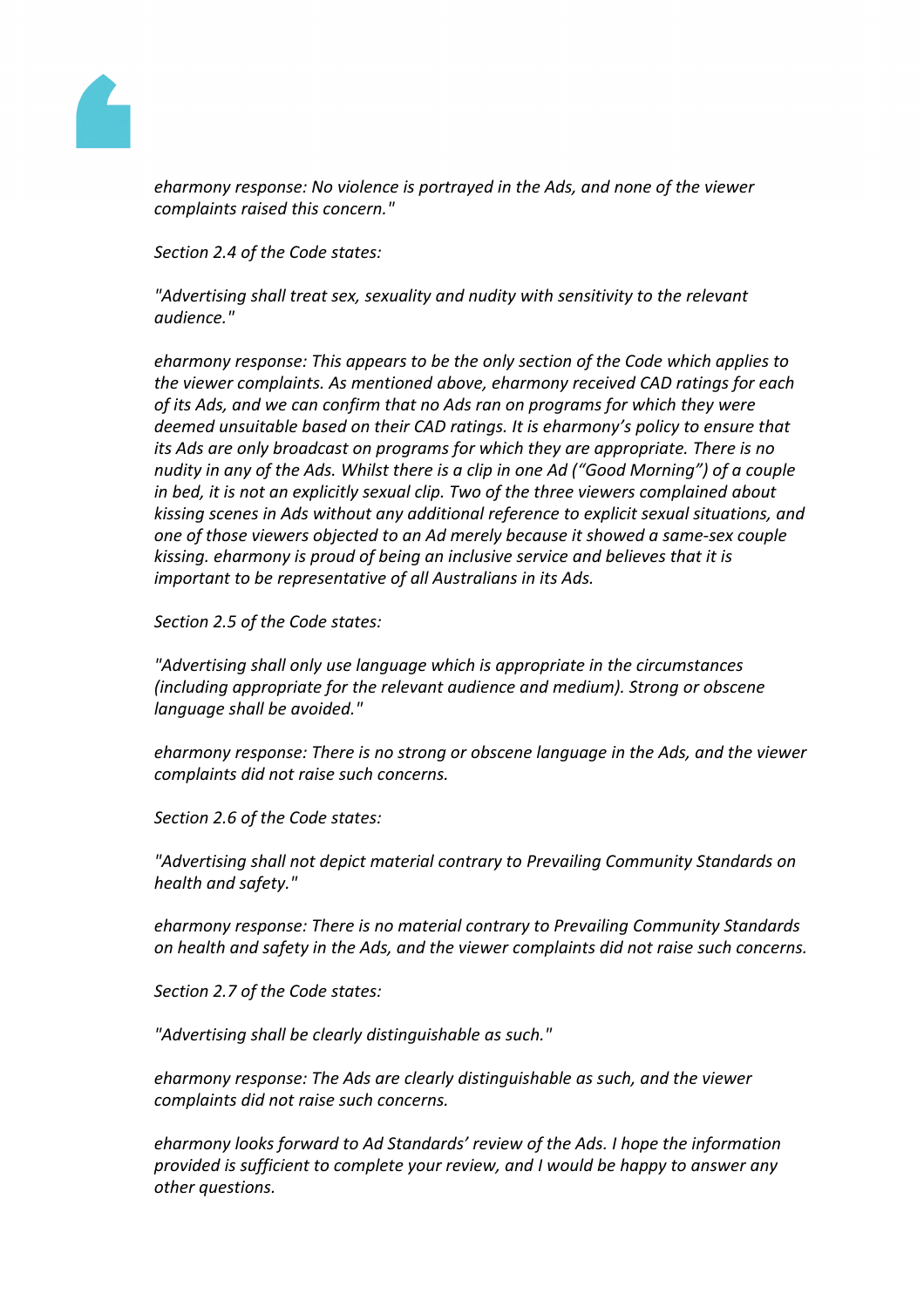*eharmony response: No violence is portrayed in the Ads, and none of the viewer complaints raised this concern."*

*Section 2.4 of the Code states:*

*"Advertising shall treat sex, sexuality and nudity with sensitivity to the relevant audience."*

*eharmony response: This appears to be the only section of the Code which applies to the viewer complaints. As mentioned above, eharmony received CAD ratings for each of its Ads, and we can confirm that no Ads ran on programs for which they were deemed unsuitable based on their CAD ratings. It is eharmony's policy to ensure that its Ads are only broadcast on programs for which they are appropriate. There is no nudity in any of the Ads. Whilst there is a clip in one Ad ("Good Morning") of a couple in bed, it is not an explicitly sexual clip. Two of the three viewers complained about kissing scenes in Ads without any additional reference to explicit sexual situations, and one of those viewers objected to an Ad merely because it showed a same-sex couple kissing. eharmony is proud of being an inclusive service and believes that it is important to be representative of all Australians in its Ads.*

*Section 2.5 of the Code states:*

*"Advertising shall only use language which is appropriate in the circumstances (including appropriate for the relevant audience and medium). Strong or obscene language shall be avoided."*

*eharmony response: There is no strong or obscene language in the Ads, and the viewer complaints did not raise such concerns.*

*Section 2.6 of the Code states:*

*"Advertising shall not depict material contrary to Prevailing Community Standards on health and safety."*

*eharmony response: There is no material contrary to Prevailing Community Standards on health and safety in the Ads, and the viewer complaints did not raise such concerns.*

*Section 2.7 of the Code states:*

*"Advertising shall be clearly distinguishable as such."*

*eharmony response: The Ads are clearly distinguishable as such, and the viewer complaints did not raise such concerns.*

*eharmony looks forward to Ad Standards' review of the Ads. I hope the information provided is sufficient to complete your review, and I would be happy to answer any other questions.*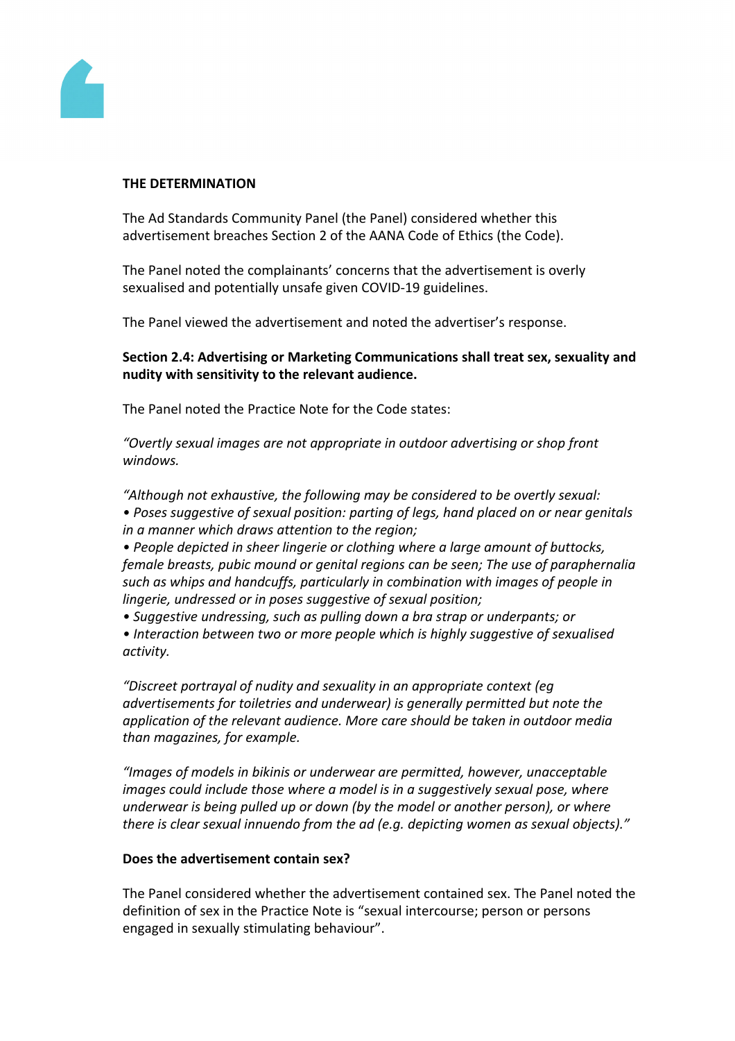**THE DETERMINATION**

The Ad Standards Community Panel (the Panel) considered whether this advertisement breaches Section 2 of the AANA Code of Ethics (the Code).

The Panel noted the complainants' concerns that the advertisement is overly sexualised and potentially unsafe given COVID-19 guidelines.

The Panel viewed the advertisement and noted the advertiser's response.

**Section 2.4: Advertising or Marketing Communications shall treat sex, sexuality and nudity with sensitivity to the relevant audience.**

The Panel noted the Practice Note for the Code states:

*"Overtly sexual images are not appropriate in outdoor advertising or shop front windows.*

*"Although not exhaustive, the following may be considered to be overtly sexual:*
*• Poses suggestive of sexual position: parting of legs, hand placed on or near genitals in a manner which draws attention to the region;*
*• People depicted in sheer lingerie or clothing where a large amount of buttocks, female breasts, pubic mound or genital regions can be seen; The use of paraphernalia such as whips and handcuffs, particularly in combination with images of people in lingerie, undressed or in poses suggestive of sexual position;*
*• Suggestive undressing, such as pulling down a bra strap or underpants; or*
*• Interaction between two or more people which is highly suggestive of sexualised activity.*

*"Discreet portrayal of nudity and sexuality in an appropriate context (eg advertisements for toiletries and underwear) is generally permitted but note the application of the relevant audience. More care should be taken in outdoor media than magazines, for example.*

*"Images of models in bikinis or underwear are permitted, however, unacceptable images could include those where a model is in a suggestively sexual pose, where underwear is being pulled up or down (by the model or another person), or where there is clear sexual innuendo from the ad (e.g. depicting women as sexual objects)."*

**Does the advertisement contain sex?**

The Panel considered whether the advertisement contained sex. The Panel noted the definition of sex in the Practice Note is "sexual intercourse; person or persons engaged in sexually stimulating behaviour".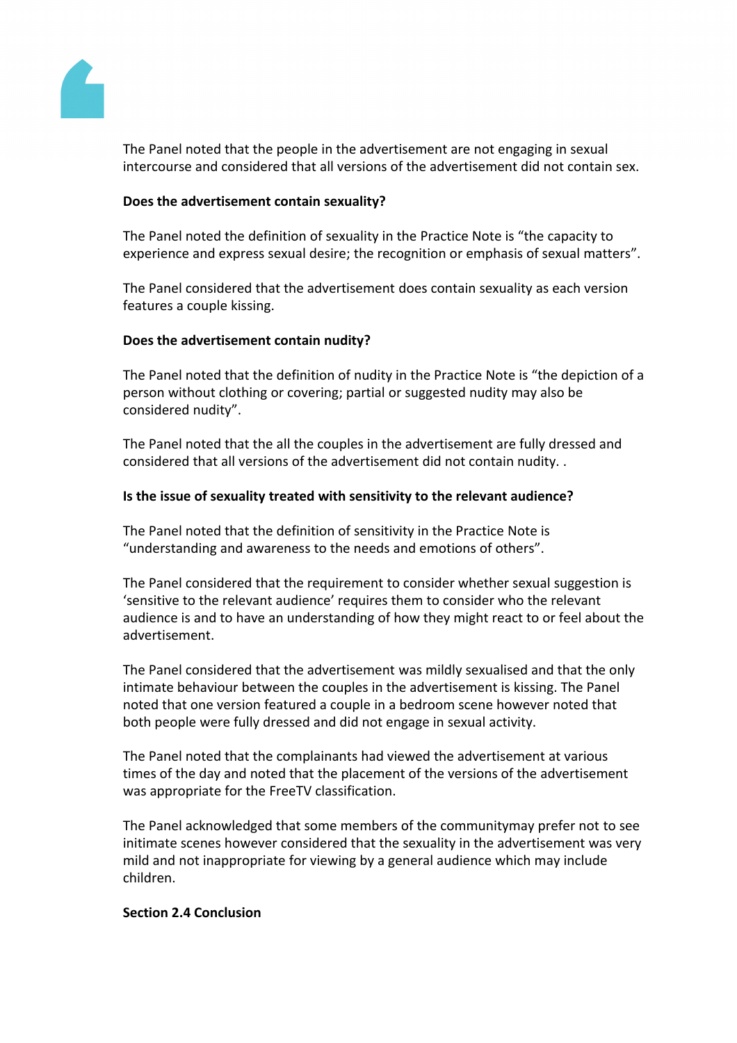The Panel noted that the people in the advertisement are not engaging in sexual intercourse and considered that all versions of the advertisement did not contain sex.

**Does the advertisement contain sexuality?**

The Panel noted the definition of sexuality in the Practice Note is "the capacity to experience and express sexual desire; the recognition or emphasis of sexual matters".

The Panel considered that the advertisement does contain sexuality as each version features a couple kissing.

**Does the advertisement contain nudity?**

The Panel noted that the definition of nudity in the Practice Note is "the depiction of a person without clothing or covering; partial or suggested nudity may also be considered nudity".

The Panel noted that the all the couples in the advertisement are fully dressed and considered that all versions of the advertisement did not contain nudity. .

**Is the issue of sexuality treated with sensitivity to the relevant audience?**

The Panel noted that the definition of sensitivity in the Practice Note is "understanding and awareness to the needs and emotions of others".

The Panel considered that the requirement to consider whether sexual suggestion is 'sensitive to the relevant audience' requires them to consider who the relevant audience is and to have an understanding of how they might react to or feel about the advertisement.

The Panel considered that the advertisement was mildly sexualised and that the only intimate behaviour between the couples in the advertisement is kissing. The Panel noted that one version featured a couple in a bedroom scene however noted that both people were fully dressed and did not engage in sexual activity.

The Panel noted that the complainants had viewed the advertisement at various times of the day and noted that the placement of the versions of the advertisement was appropriate for the FreeTV classification.

The Panel acknowledged that some members of the communitymay prefer not to see initimate scenes however considered that the sexuality in the advertisement was very mild and not inappropriate for viewing by a general audience which may include children.

**Section 2.4 Conclusion**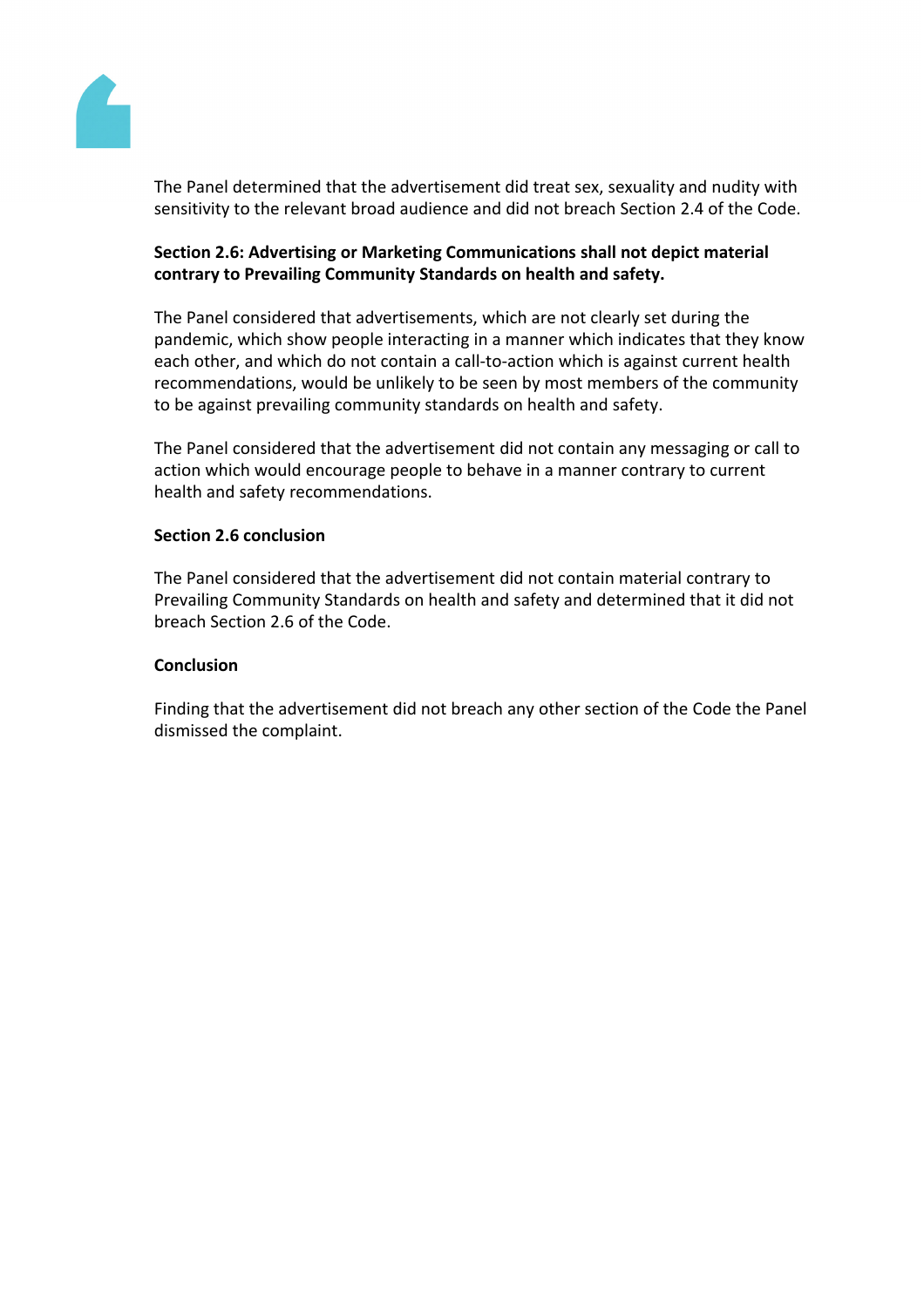The Panel determined that the advertisement did treat sex, sexuality and nudity with sensitivity to the relevant broad audience and did not breach Section 2.4 of the Code.

**Section 2.6: Advertising or Marketing Communications shall not depict material contrary to Prevailing Community Standards on health and safety.**

The Panel considered that advertisements, which are not clearly set during the pandemic, which show people interacting in a manner which indicates that they know each other, and which do not contain a call-to-action which is against current health recommendations, would be unlikely to be seen by most members of the community to be against prevailing community standards on health and safety.

The Panel considered that the advertisement did not contain any messaging or call to action which would encourage people to behave in a manner contrary to current health and safety recommendations.

**Section 2.6 conclusion**

The Panel considered that the advertisement did not contain material contrary to Prevailing Community Standards on health and safety and determined that it did not breach Section 2.6 of the Code.

**Conclusion**

Finding that the advertisement did not breach any other section of the Code the Panel dismissed the complaint.